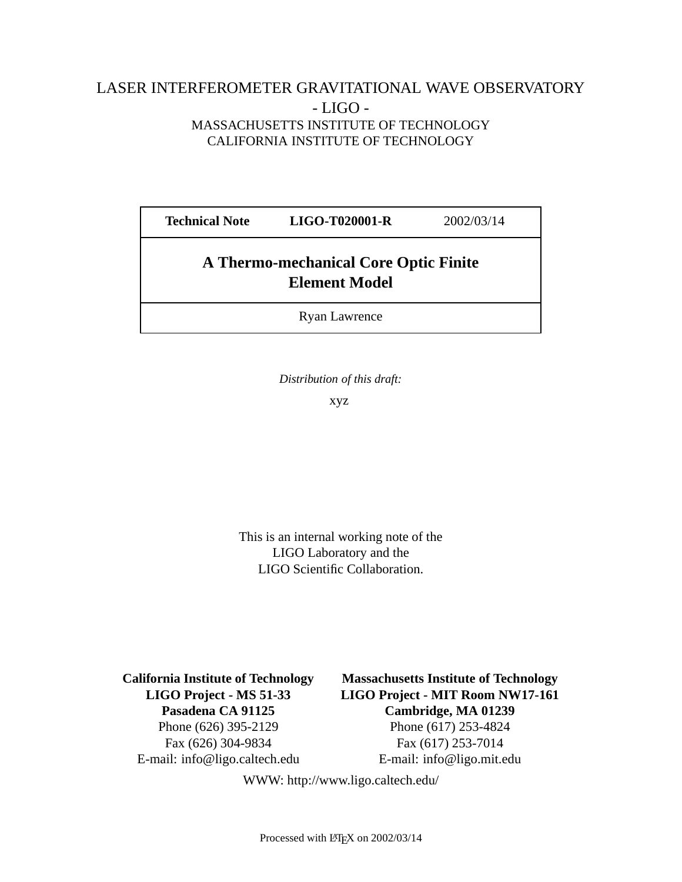LASER INTERFEROMETER GRAVITATIONAL WAVE OBSERVATORY
- LIGO -
MASSACHUSETTS INSTITUTE OF TECHNOLOGY
CALIFORNIA INSTITUTE OF TECHNOLOGY

| **Technical Note** | **LIGO-T020001-R** | 2002/03/14 |
|---|---|---|

# A Thermo-mechanical Core Optic Finite Element Model

Ryan Lawrence

*Distribution of this draft:*

xyz

This is an internal working note of the
LIGO Laboratory and the
LIGO Scientific Collaboration.

**California Institute of Technology**
**LIGO Project - MS 51-33**
**Pasadena CA 91125**
Phone (626) 395-2129
Fax (626) 304-9834
E-mail: info@ligo.caltech.edu

**Massachusetts Institute of Technology**
**LIGO Project - MIT Room NW17-161**
**Cambridge, MA 01239**
Phone (617) 253-4824
Fax (617) 253-7014
E-mail: info@ligo.mit.edu

WWW: http://www.ligo.caltech.edu/

Processed with LaTeX on 2002/03/14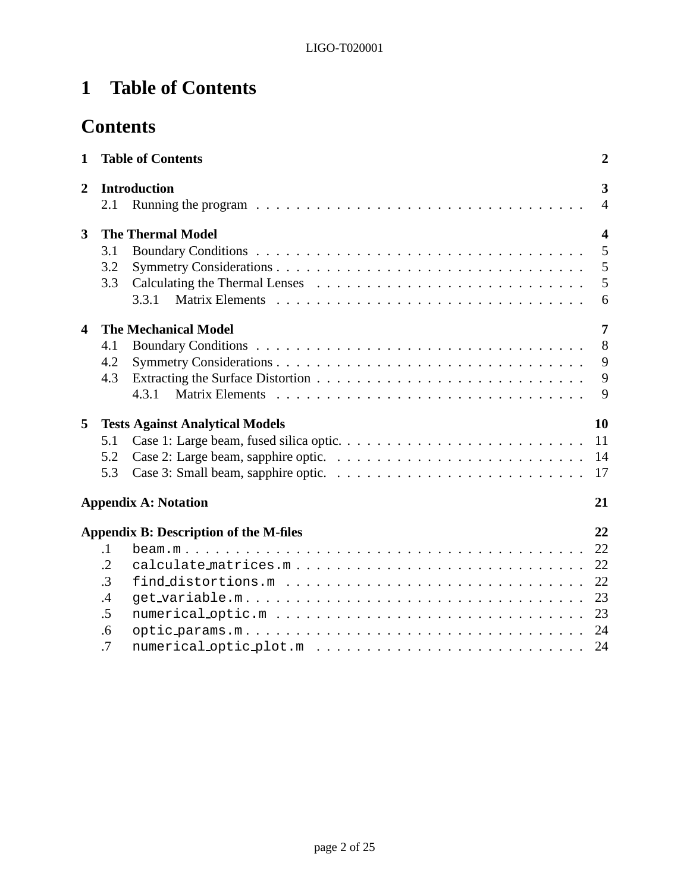# 1 Table of Contents

## Contents

**1 Table of Contents** — **2**

**2 Introduction** — **3**
- 2.1 Running the program — 4

**3 The Thermal Model** — **4**
- 3.1 Boundary Conditions — 5
- 3.2 Symmetry Considerations — 5
- 3.3 Calculating the Thermal Lenses — 5
  - 3.3.1 Matrix Elements — 6

**4 The Mechanical Model** — **7**
- 4.1 Boundary Conditions — 8
- 4.2 Symmetry Considerations — 9
- 4.3 Extracting the Surface Distortion — 9
  - 4.3.1 Matrix Elements — 9

**5 Tests Against Analytical Models** — **10**
- 5.1 Case 1: Large beam, fused silica optic. — 11
- 5.2 Case 2: Large beam, sapphire optic. — 14
- 5.3 Case 3: Small beam, sapphire optic. — 17

**Appendix A: Notation** — **21**

**Appendix B: Description of the M-files** — **22**
- .1 `beam.m` — 22
- .2 `calculate_matrices.m` — 22
- .3 `find_distortions.m` — 22
- .4 `get_variable.m` — 23
- .5 `numerical_optic.m` — 23
- .6 `optic_params.m` — 24
- .7 `numerical_optic_plot.m` — 24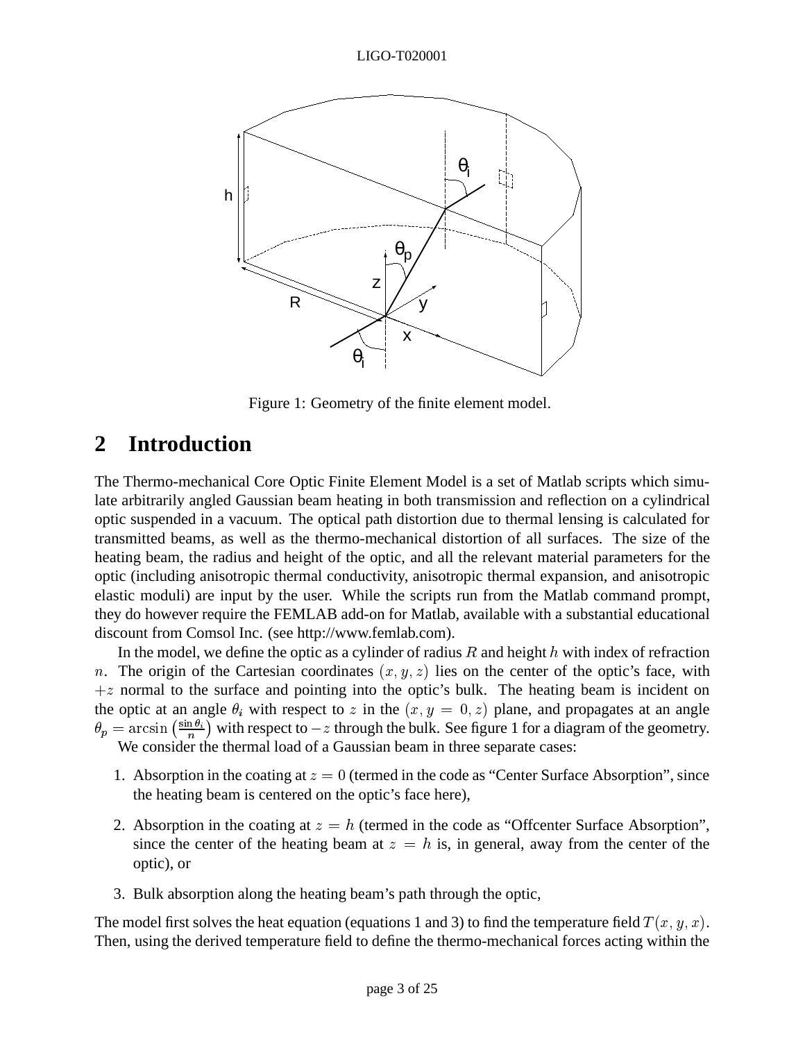Figure 1: Geometry of the finite element model.

## 2 Introduction

The Thermo-mechanical Core Optic Finite Element Model is a set of Matlab scripts which simulate arbitrarily angled Gaussian beam heating in both transmission and reflection on a cylindrical optic suspended in a vacuum. The optical path distortion due to thermal lensing is calculated for transmitted beams, as well as the thermo-mechanical distortion of all surfaces. The size of the heating beam, the radius and height of the optic, and all the relevant material parameters for the optic (including anisotropic thermal conductivity, anisotropic thermal expansion, and anisotropic elastic moduli) are input by the user. While the scripts run from the Matlab command prompt, they do however require the FEMLAB add-on for Matlab, available with a substantial educational discount from Comsol Inc. (see http://www.femlab.com).

In the model, we define the optic as a cylinder of radius $R$ and height $h$ with index of refraction $n$. The origin of the Cartesian coordinates $(x, y, z)$ lies on the center of the optic's face, with $+z$ normal to the surface and pointing into the optic's bulk. The heating beam is incident on the optic at an angle $\theta_i$ with respect to $z$ in the $(x, y = 0, z)$ plane, and propagates at an angle $\theta_p = \arcsin\left(\frac{\sin\theta_i}{n}\right)$ with respect to $-z$ through the bulk. See figure 1 for a diagram of the geometry.

We consider the thermal load of a Gaussian beam in three separate cases:

1. Absorption in the coating at $z = 0$ (termed in the code as "Center Surface Absorption", since the heating beam is centered on the optic's face here),
2. Absorption in the coating at $z = h$ (termed in the code as "Offcenter Surface Absorption", since the center of the heating beam at $z = h$ is, in general, away from the center of the optic), or
3. Bulk absorption along the heating beam's path through the optic,

The model first solves the heat equation (equations 1 and 3) to find the temperature field $T(x, y, x)$. Then, using the derived temperature field to define the thermo-mechanical forces acting within the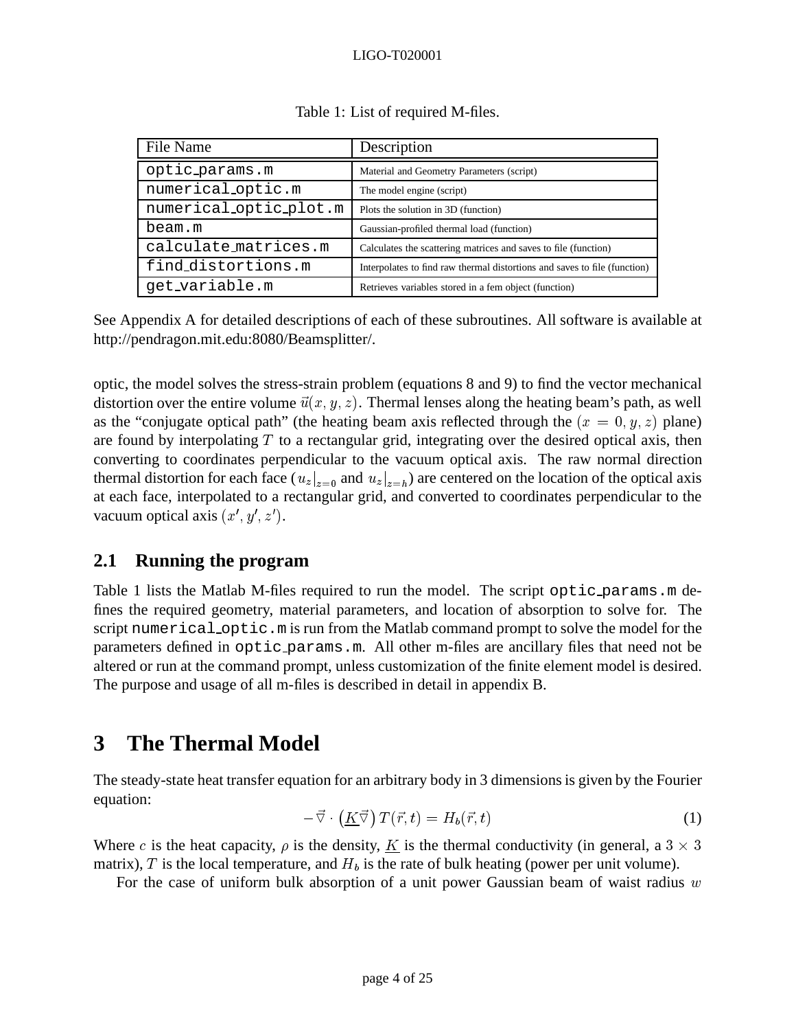Table 1: List of required M-files.

| File Name | Description |
|---|---|
| `optic_params.m` | Material and Geometry Parameters (script) |
| `numerical_optic.m` | The model engine (script) |
| `numerical_optic_plot.m` | Plots the solution in 3D (function) |
| `beam.m` | Gaussian-profiled thermal load (function) |
| `calculate_matrices.m` | Calculates the scattering matrices and saves to file (function) |
| `find_distortions.m` | Interpolates to find raw thermal distortions and saves to file (function) |
| `get_variable.m` | Retrieves variables stored in a fem object (function) |

See Appendix A for detailed descriptions of each of these subroutines. All software is available at http://pendragon.mit.edu:8080/Beamsplitter/.

optic, the model solves the stress-strain problem (equations 8 and 9) to find the vector mechanical distortion over the entire volume $\vec{u}(x, y, z)$. Thermal lenses along the heating beam's path, as well as the "conjugate optical path" (the heating beam axis reflected through the $(x = 0, y, z)$ plane) are found by interpolating $T$ to a rectangular grid, integrating over the desired optical axis, then converting to coordinates perpendicular to the vacuum optical axis. The raw normal direction thermal distortion for each face ($u_z|_{z=0}$ and $u_z|_{z=h}$) are centered on the location of the optical axis at each face, interpolated to a rectangular grid, and converted to coordinates perpendicular to the vacuum optical axis $(x', y', z')$.

## 2.1 Running the program

Table 1 lists the Matlab M-files required to run the model. The script `optic_params.m` defines the required geometry, material parameters, and location of absorption to solve for. The script `numerical_optic.m` is run from the Matlab command prompt to solve the model for the parameters defined in `optic_params.m`. All other m-files are ancillary files that need not be altered or run at the command prompt, unless customization of the finite element model is desired. The purpose and usage of all m-files is described in detail in appendix B.

# 3 The Thermal Model

The steady-state heat transfer equation for an arbitrary body in 3 dimensions is given by the Fourier equation:

$$-\vec{\nabla} \cdot \left(\underline{K}\vec{\nabla}\right) T(\vec{r}, t) = H_b(\vec{r}, t) \tag{1}$$

Where $c$ is the heat capacity, $\rho$ is the density, $\underline{K}$ is the thermal conductivity (in general, a $3 \times 3$ matrix), $T$ is the local temperature, and $H_b$ is the rate of bulk heating (power per unit volume).

For the case of uniform bulk absorption of a unit power Gaussian beam of waist radius $w$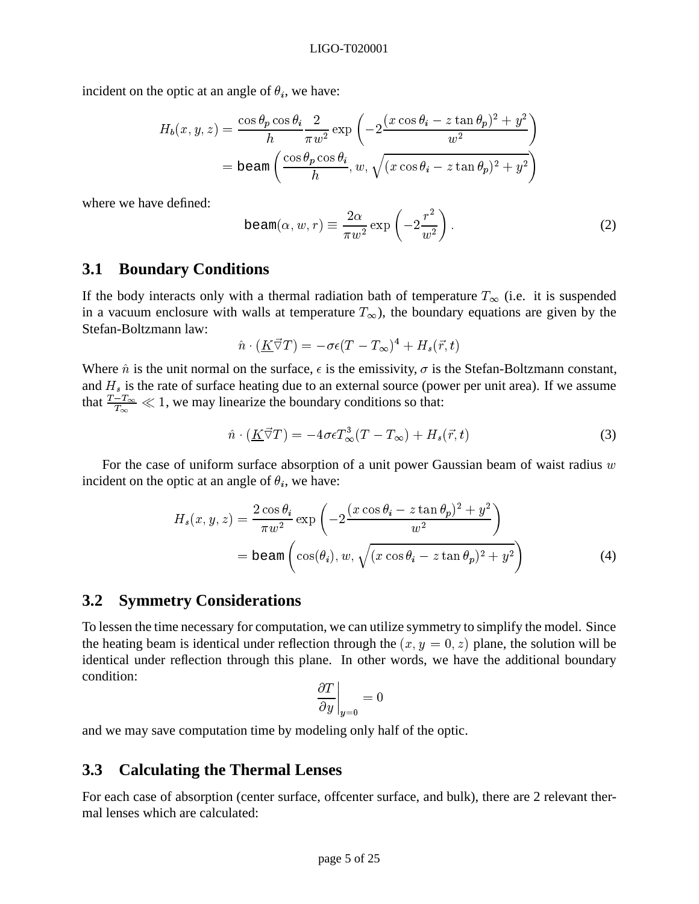incident on the optic at an angle of $\theta_i$, we have:

$$
\begin{aligned}
H_b(x,y,z) &= \frac{\cos\theta_p \cos\theta_i}{h} \frac{2}{\pi w^2} \exp\left(-2\frac{(x\cos\theta_i - z\tan\theta_p)^2 + y^2}{w^2}\right) \\
&= \texttt{beam}\left(\frac{\cos\theta_p\cos\theta_i}{h}, w, \sqrt{(x\cos\theta_i - z\tan\theta_p)^2 + y^2}\right)
\end{aligned}
$$

where we have defined:

$$
\texttt{beam}(\alpha, w, r) \equiv \frac{2\alpha}{\pi w^2}\exp\left(-2\frac{r^2}{w^2}\right). \tag{2}
$$

## 3.1 Boundary Conditions

If the body interacts only with a thermal radiation bath of temperature $T_\infty$ (i.e. it is suspended in a vacuum enclosure with walls at temperature $T_\infty$), the boundary equations are given by the Stefan-Boltzmann law:

$$
\hat{n}\cdot(\underline{K}\vec{\nabla}T) = -\sigma\epsilon(T - T_\infty)^4 + H_s(\vec{r}, t)
$$

Where $\hat{n}$ is the unit normal on the surface, $\epsilon$ is the emissivity, $\sigma$ is the Stefan-Boltzmann constant, and $H_s$ is the rate of surface heating due to an external source (power per unit area). If we assume that $\frac{T - T_\infty}{T_\infty} \ll 1$, we may linearize the boundary conditions so that:

$$
\hat{n}\cdot(\underline{K}\vec{\nabla}T) = -4\sigma\epsilon T_\infty^3(T - T_\infty) + H_s(\vec{r}, t) \tag{3}
$$

For the case of uniform surface absorption of a unit power Gaussian beam of waist radius $w$ incident on the optic at an angle of $\theta_i$, we have:

$$
\begin{aligned}
H_s(x,y,z) &= \frac{2\cos\theta_i}{\pi w^2}\exp\left(-2\frac{(x\cos\theta_i - z\tan\theta_p)^2 + y^2}{w^2}\right) \\
&= \texttt{beam}\left(\cos(\theta_i), w, \sqrt{(x\cos\theta_i - z\tan\theta_p)^2 + y^2}\right)
\end{aligned} \tag{4}
$$

## 3.2 Symmetry Considerations

To lessen the time necessary for computation, we can utilize symmetry to simplify the model. Since the heating beam is identical under reflection through the $(x, y = 0, z)$ plane, the solution will be identical under reflection through this plane. In other words, we have the additional boundary condition:

$$
\left.\frac{\partial T}{\partial y}\right|_{y=0} = 0
$$

and we may save computation time by modeling only half of the optic.

## 3.3 Calculating the Thermal Lenses

For each case of absorption (center surface, offcenter surface, and bulk), there are 2 relevant thermal lenses which are calculated: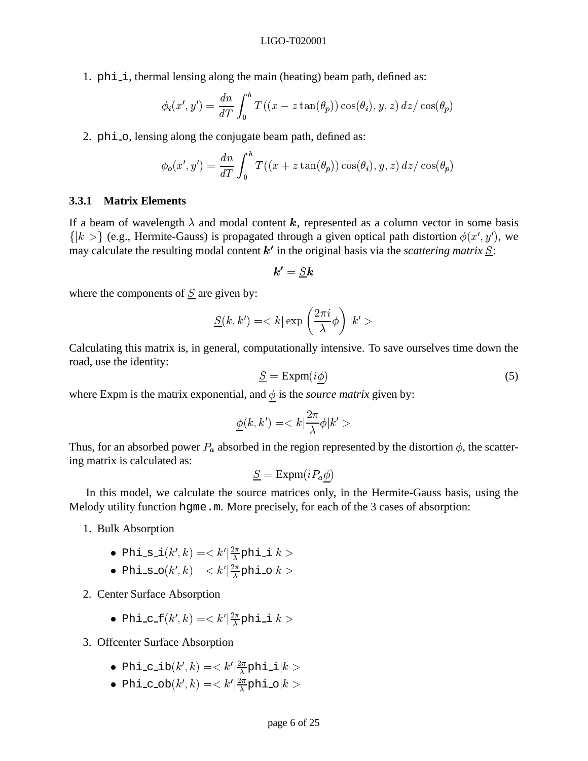1. `phi_i`, thermal lensing along the main (heating) beam path, defined as:

$$\phi_i(x', y') = \frac{dn}{dT} \int_0^h T((x - z\tan(\theta_p))\cos(\theta_i), y, z)\, dz / \cos(\theta_p)$$

2. `phi_o`, lensing along the conjugate beam path, defined as:

$$\phi_o(x', y') = \frac{dn}{dT} \int_0^h T((x + z\tan(\theta_p))\cos(\theta_i), y, z)\, dz / \cos(\theta_p)$$

### 3.3.1 Matrix Elements

If a beam of wavelength $\lambda$ and modal content $\boldsymbol{k}$, represented as a column vector in some basis $\{|k>\}$ (e.g., Hermite-Gauss) is propagated through a given optical path distortion $\phi(x', y')$, we may calculate the resulting modal content $\boldsymbol{k'}$ in the original basis via the *scattering matrix* $\underline{S}$:

$$\boldsymbol{k'} = \underline{S}\boldsymbol{k}$$

where the components of $\underline{S}$ are given by:

$$\underline{S}(k, k') = < k| \exp\left(\frac{2\pi i}{\lambda}\phi\right) |k' >$$

Calculating this matrix is, in general, computationally intensive. To save ourselves time down the road, use the identity:

$$\underline{S} = \text{Expm}(i\underline{\phi}) \tag{5}$$

where Expm is the matrix exponential, and $\underline{\phi}$ is the *source matrix* given by:

$$\underline{\phi}(k, k') = < k|\frac{2\pi}{\lambda}\phi|k' >$$

Thus, for an absorbed power $P_a$ absorbed in the region represented by the distortion $\phi$, the scattering matrix is calculated as:

$$\underline{S} = \text{Expm}(iP_a\underline{\phi})$$

In this model, we calculate the source matrices only, in the Hermite-Gauss basis, using the Melody utility function `hgme.m`. More precisely, for each of the 3 cases of absorption:

1. Bulk Absorption
   - `Phi_s_i`$(k', k) = < k'|\frac{2\pi}{\lambda}$`phi_i`$|k >$
   - `Phi_s_o`$(k', k) = < k'|\frac{2\pi}{\lambda}$`phi_o`$|k >$
2. Center Surface Absorption
   - `Phi_c_f`$(k', k) = < k'|\frac{2\pi}{\lambda}$`phi_i`$|k >$
3. Offcenter Surface Absorption
   - `Phi_c_ib`$(k', k) = < k'|\frac{2\pi}{\lambda}$`phi_i`$|k >$
   - `Phi_c_ob`$(k', k) = < k'|\frac{2\pi}{\lambda}$`phi_o`$|k >$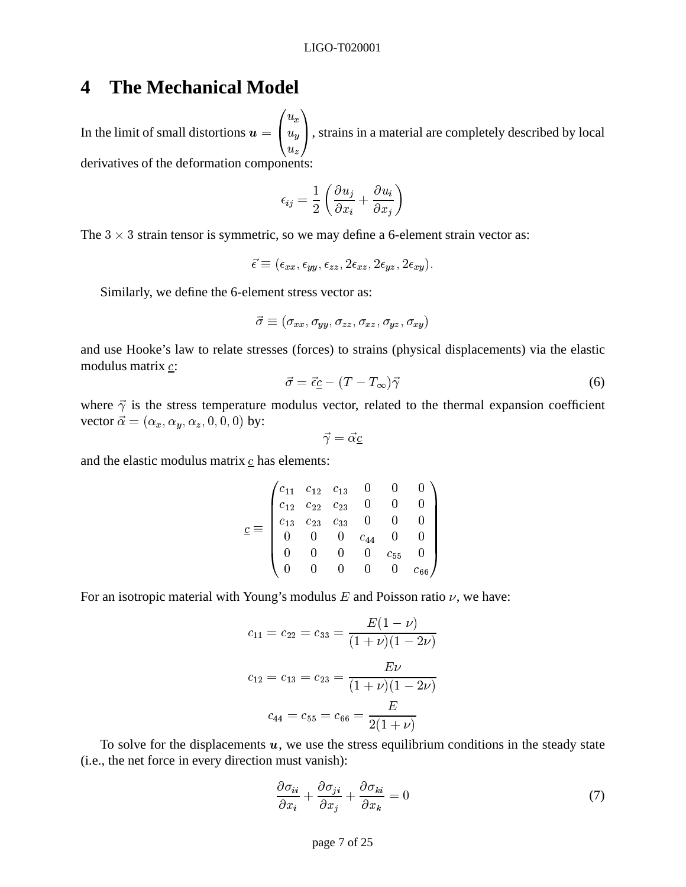# 4 The Mechanical Model

In the limit of small distortions $\boldsymbol{u} = \begin{pmatrix} u_x \\ u_y \\ u_z \end{pmatrix}$, strains in a material are completely described by local derivatives of the deformation components:

$$\epsilon_{ij} = \frac{1}{2}\left(\frac{\partial u_j}{\partial x_i} + \frac{\partial u_i}{\partial x_j}\right)$$

The $3 \times 3$ strain tensor is symmetric, so we may define a 6-element strain vector as:

$$\vec{\epsilon} \equiv (\epsilon_{xx}, \epsilon_{yy}, \epsilon_{zz}, 2\epsilon_{xz}, 2\epsilon_{yz}, 2\epsilon_{xy}).$$

Similarly, we define the 6-element stress vector as:

$$\vec{\sigma} \equiv (\sigma_{xx}, \sigma_{yy}, \sigma_{zz}, \sigma_{xz}, \sigma_{yz}, \sigma_{xy})$$

and use Hooke's law to relate stresses (forces) to strains (physical displacements) via the elastic modulus matrix $\underline{c}$:

$$\vec{\sigma} = \vec{\epsilon}\underline{c} - (T - T_\infty)\vec{\gamma} \tag{6}$$

where $\vec{\gamma}$ is the stress temperature modulus vector, related to the thermal expansion coefficient vector $\vec{\alpha} = (\alpha_x, \alpha_y, \alpha_z, 0, 0, 0)$ by:

$$\vec{\gamma} = \vec{\alpha}\underline{c}$$

and the elastic modulus matrix $\underline{c}$ has elements:

$$\underline{c} \equiv \begin{pmatrix} c_{11} & c_{12} & c_{13} & 0 & 0 & 0 \\ c_{12} & c_{22} & c_{23} & 0 & 0 & 0 \\ c_{13} & c_{23} & c_{33} & 0 & 0 & 0 \\ 0 & 0 & 0 & c_{44} & 0 & 0 \\ 0 & 0 & 0 & 0 & c_{55} & 0 \\ 0 & 0 & 0 & 0 & 0 & c_{66} \end{pmatrix}$$

For an isotropic material with Young's modulus $E$ and Poisson ratio $\nu$, we have:

$$c_{11} = c_{22} = c_{33} = \frac{E(1-\nu)}{(1+\nu)(1-2\nu)}$$

$$c_{12} = c_{13} = c_{23} = \frac{E\nu}{(1+\nu)(1-2\nu)}$$

$$c_{44} = c_{55} = c_{66} = \frac{E}{2(1+\nu)}$$

To solve for the displacements $\boldsymbol{u}$, we use the stress equilibrium conditions in the steady state (i.e., the net force in every direction must vanish):

$$\frac{\partial \sigma_{ii}}{\partial x_i} + \frac{\partial \sigma_{ji}}{\partial x_j} + \frac{\partial \sigma_{ki}}{\partial x_k} = 0 \tag{7}$$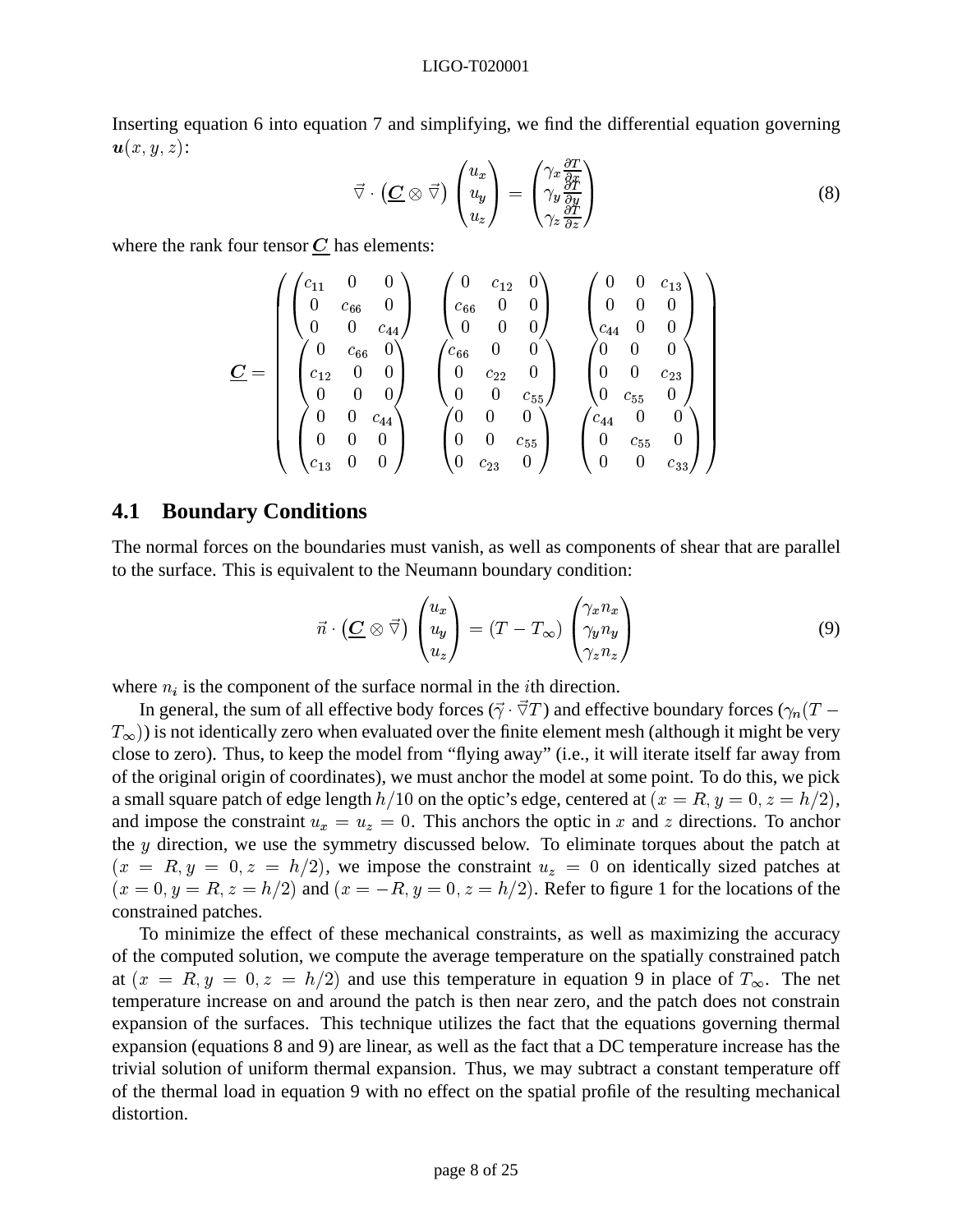Inserting equation 6 into equation 7 and simplifying, we find the differential equation governing $\boldsymbol{u}(x, y, z)$:

$$\vec{\nabla} \cdot \left( \underline{\boldsymbol{C}} \otimes \vec{\nabla} \right) \begin{pmatrix} u_x \\ u_y \\ u_z \end{pmatrix} = \begin{pmatrix} \gamma_x \frac{\partial T}{\partial x} \\ \gamma_y \frac{\partial T}{\partial y} \\ \gamma_z \frac{\partial T}{\partial z} \end{pmatrix} \tag{8}$$

where the rank four tensor $\underline{\boldsymbol{C}}$ has elements:

$$\underline{\boldsymbol{C}} = \begin{pmatrix} \begin{pmatrix} c_{11} & 0 & 0 \\ 0 & c_{66} & 0 \\ 0 & 0 & c_{44} \end{pmatrix} & \begin{pmatrix} 0 & c_{12} & 0 \\ c_{66} & 0 & 0 \\ 0 & 0 & 0 \end{pmatrix} & \begin{pmatrix} 0 & 0 & c_{13} \\ 0 & 0 & 0 \\ c_{44} & 0 & 0 \end{pmatrix} \\ \begin{pmatrix} 0 & c_{66} & 0 \\ c_{12} & 0 & 0 \\ 0 & 0 & 0 \end{pmatrix} & \begin{pmatrix} c_{66} & 0 & 0 \\ 0 & c_{22} & 0 \\ 0 & 0 & c_{55} \end{pmatrix} & \begin{pmatrix} 0 & 0 & 0 \\ 0 & 0 & c_{23} \\ 0 & c_{55} & 0 \end{pmatrix} \\ \begin{pmatrix} 0 & 0 & c_{44} \\ 0 & 0 & 0 \\ c_{13} & 0 & 0 \end{pmatrix} & \begin{pmatrix} 0 & 0 & 0 \\ 0 & 0 & c_{55} \\ 0 & c_{23} & 0 \end{pmatrix} & \begin{pmatrix} c_{44} & 0 & 0 \\ 0 & c_{55} & 0 \\ 0 & 0 & c_{33} \end{pmatrix} \end{pmatrix}$$

## 4.1 Boundary Conditions

The normal forces on the boundaries must vanish, as well as components of shear that are parallel to the surface. This is equivalent to the Neumann boundary condition:

$$\vec{n} \cdot \left( \underline{\boldsymbol{C}} \otimes \vec{\nabla} \right) \begin{pmatrix} u_x \\ u_y \\ u_z \end{pmatrix} = (T - T_\infty) \begin{pmatrix} \gamma_x n_x \\ \gamma_y n_y \\ \gamma_z n_z \end{pmatrix} \tag{9}$$

where $n_i$ is the component of the surface normal in the $i$th direction.

In general, the sum of all effective body forces ($\vec{\gamma} \cdot \vec{\nabla} T$) and effective boundary forces ($\gamma_n (T - T_\infty)$) is not identically zero when evaluated over the finite element mesh (although it might be very close to zero). Thus, to keep the model from "flying away" (i.e., it will iterate itself far away from of the original origin of coordinates), we must anchor the model at some point. To do this, we pick a small square patch of edge length $h/10$ on the optic's edge, centered at $(x = R, y = 0, z = h/2)$, and impose the constraint $u_x = u_z = 0$. This anchors the optic in $x$ and $z$ directions. To anchor the $y$ direction, we use the symmetry discussed below. To eliminate torques about the patch at $(x = R, y = 0, z = h/2)$, we impose the constraint $u_z = 0$ on identically sized patches at $(x = 0, y = R, z = h/2)$ and $(x = -R, y = 0, z = h/2)$. Refer to figure 1 for the locations of the constrained patches.

To minimize the effect of these mechanical constraints, as well as maximizing the accuracy of the computed solution, we compute the average temperature on the spatially constrained patch at $(x = R, y = 0, z = h/2)$ and use this temperature in equation 9 in place of $T_\infty$. The net temperature increase on and around the patch is then near zero, and the patch does not constrain expansion of the surfaces. This technique utilizes the fact that the equations governing thermal expansion (equations 8 and 9) are linear, as well as the fact that a DC temperature increase has the trivial solution of uniform thermal expansion. Thus, we may subtract a constant temperature off of the thermal load in equation 9 with no effect on the spatial profile of the resulting mechanical distortion.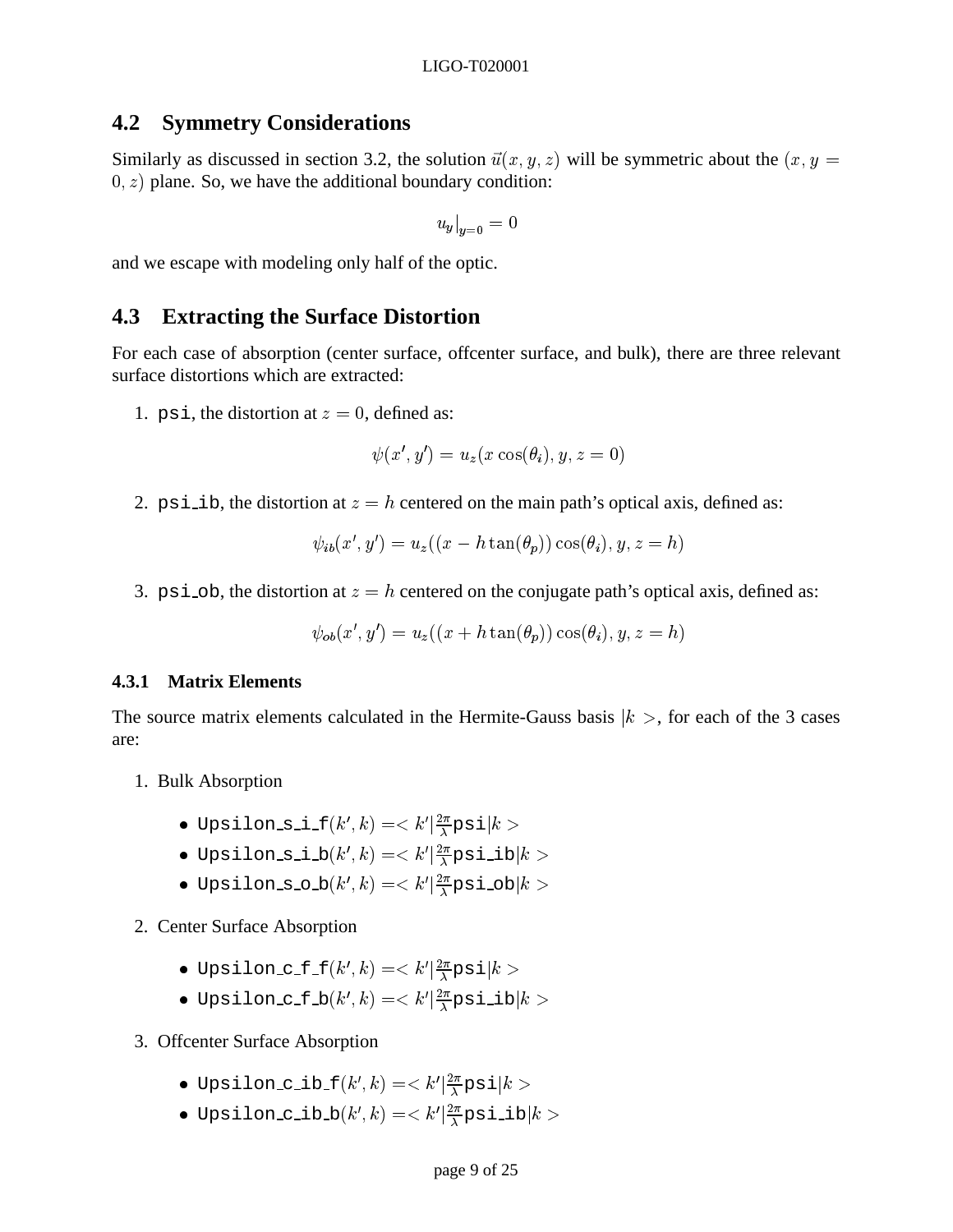## 4.2 Symmetry Considerations

Similarly as discussed in section 3.2, the solution $\vec{u}(x, y, z)$ will be symmetric about the $(x, y = 0, z)$ plane. So, we have the additional boundary condition:

$$u_y\big|_{y=0} = 0$$

and we escape with modeling only half of the optic.

## 4.3 Extracting the Surface Distortion

For each case of absorption (center surface, offcenter surface, and bulk), there are three relevant surface distortions which are extracted:

1. `psi`, the distortion at $z = 0$, defined as:

$$\psi(x', y') = u_z(x \cos(\theta_i), y, z = 0)$$

2. `psi_ib`, the distortion at $z = h$ centered on the main path's optical axis, defined as:

$$\psi_{ib}(x', y') = u_z((x - h \tan(\theta_p)) \cos(\theta_i), y, z = h)$$

3. `psi_ob`, the distortion at $z = h$ centered on the conjugate path's optical axis, defined as:

$$\psi_{ob}(x', y') = u_z((x + h \tan(\theta_p)) \cos(\theta_i), y, z = h)$$

### 4.3.1 Matrix Elements

The source matrix elements calculated in the Hermite-Gauss basis $|k>$, for each of the 3 cases are:

1. Bulk Absorption
   - `Upsilon_s_i_f`$(k', k) = <k'|\frac{2\pi}{\lambda}$`psi`$|k>$
   - `Upsilon_s_i_b`$(k', k) = <k'|\frac{2\pi}{\lambda}$`psi_ib`$|k>$
   - `Upsilon_s_o_b`$(k', k) = <k'|\frac{2\pi}{\lambda}$`psi_ob`$|k>$

2. Center Surface Absorption
   - `Upsilon_c_f_f`$(k', k) = <k'|\frac{2\pi}{\lambda}$`psi`$|k>$
   - `Upsilon_c_f_b`$(k', k) = <k'|\frac{2\pi}{\lambda}$`psi_ib`$|k>$

3. Offcenter Surface Absorption
   - `Upsilon_c_ib_f`$(k', k) = <k'|\frac{2\pi}{\lambda}$`psi`$|k>$
   - `Upsilon_c_ib_b`$(k', k) = <k'|\frac{2\pi}{\lambda}$`psi_ib`$|k>$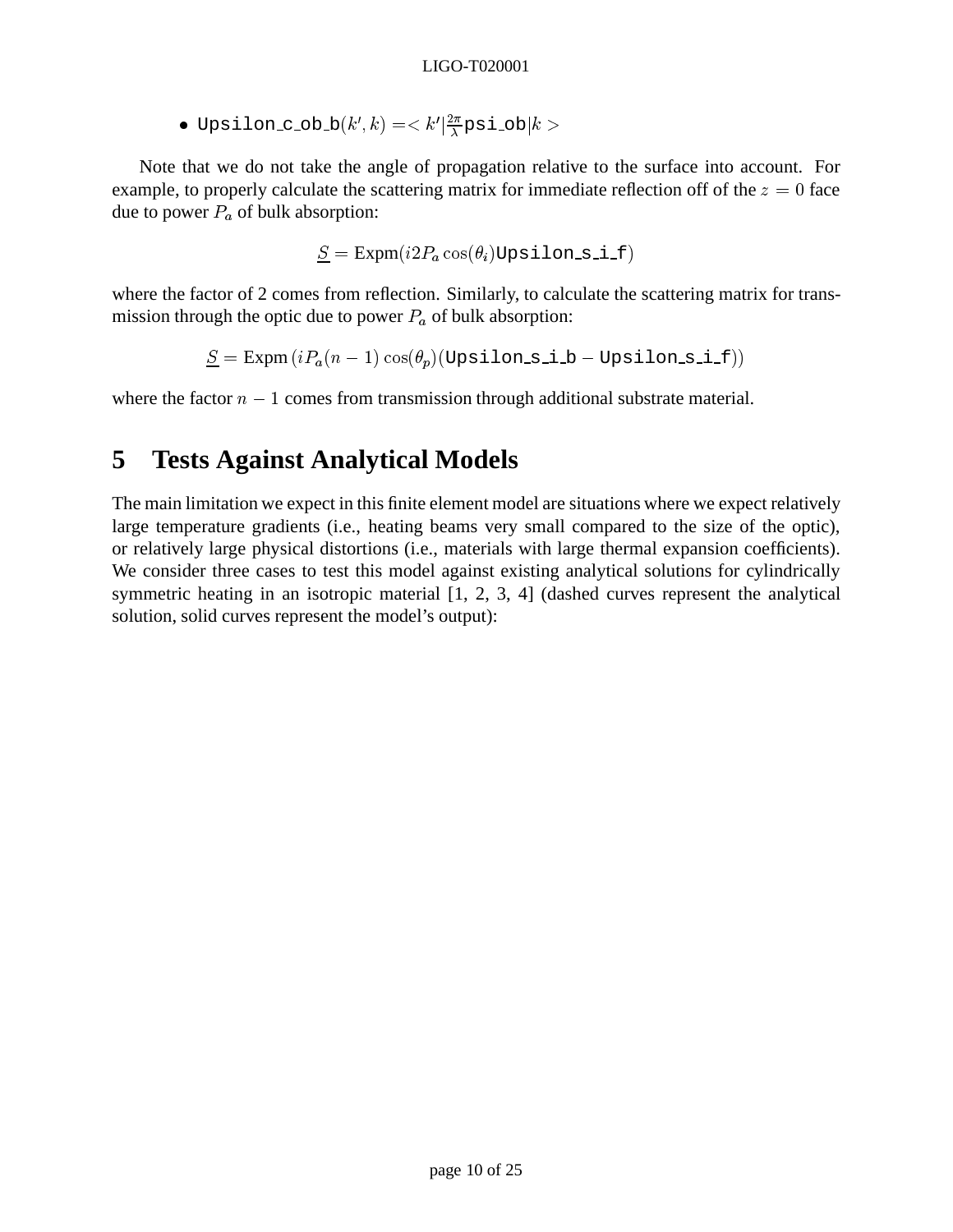- `Upsilon_c_ob_b`$(k', k) = < k' | \frac{2\pi}{\lambda}$`psi_ob`$| k >$

Note that we do not take the angle of propagation relative to the surface into account. For example, to properly calculate the scattering matrix for immediate reflection off of the $z = 0$ face due to power $P_a$ of bulk absorption:

$$\underline{S} = \text{Expm}(i2P_a \cos(\theta_i)\texttt{Upsilon\_s\_i\_f})$$

where the factor of 2 comes from reflection. Similarly, to calculate the scattering matrix for transmission through the optic due to power $P_a$ of bulk absorption:

$$\underline{S} = \text{Expm}\left(iP_a(n-1)\cos(\theta_p)(\texttt{Upsilon\_s\_i\_b} - \texttt{Upsilon\_s\_i\_f})\right)$$

where the factor $n - 1$ comes from transmission through additional substrate material.

# 5 Tests Against Analytical Models

The main limitation we expect in this finite element model are situations where we expect relatively large temperature gradients (i.e., heating beams very small compared to the size of the optic), or relatively large physical distortions (i.e., materials with large thermal expansion coefficients). We consider three cases to test this model against existing analytical solutions for cylindrically symmetric heating in an isotropic material [1, 2, 3, 4] (dashed curves represent the analytical solution, solid curves represent the model's output):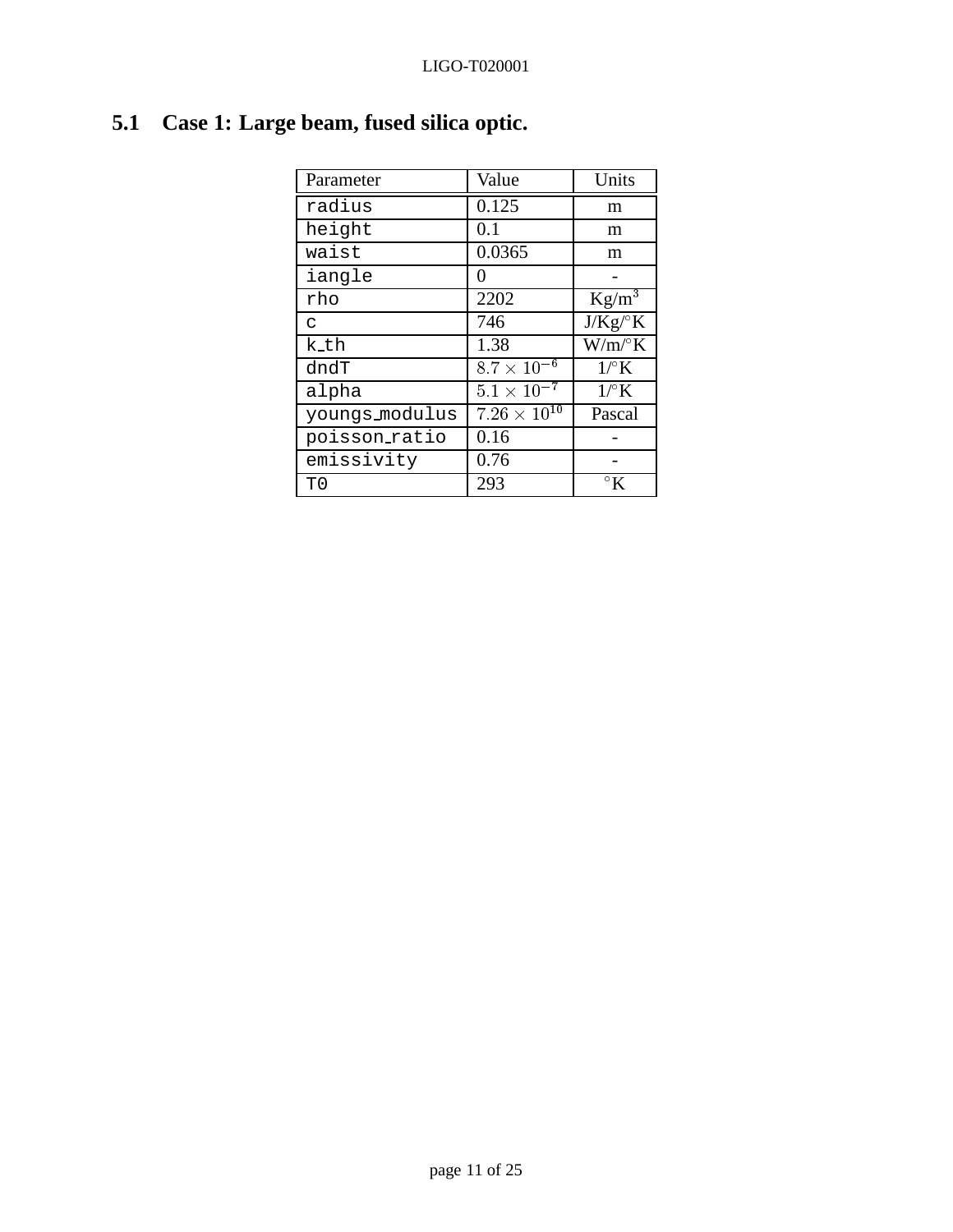## 5.1 Case 1: Large beam, fused silica optic.

| Parameter | Value | Units |
|---|---|---|
| radius | 0.125 | m |
| height | 0.1 | m |
| waist | 0.0365 | m |
| iangle | 0 | - |
| rho | 2202 | Kg/m$^3$ |
| c | 746 | J/Kg/$^\circ$K |
| k_th | 1.38 | W/m/$^\circ$K |
| dndT | $8.7 \times 10^{-6}$ | 1/$^\circ$K |
| alpha | $5.1 \times 10^{-7}$ | 1/$^\circ$K |
| youngs_modulus | $7.26 \times 10^{10}$ | Pascal |
| poisson_ratio | 0.16 | - |
| emissivity | 0.76 | - |
| T0 | 293 | $^\circ$K |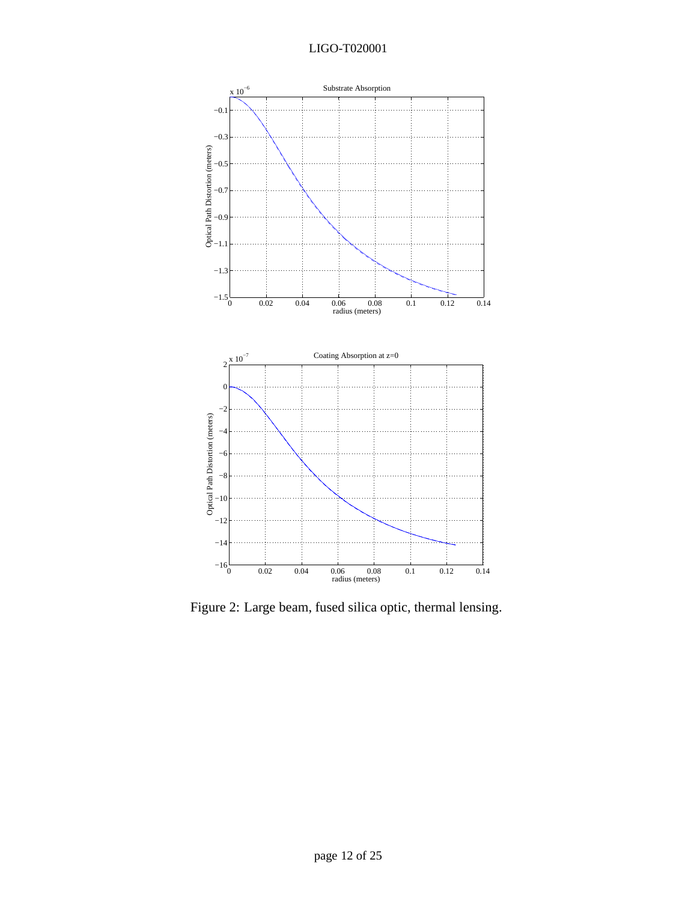Figure 2: Large beam, fused silica optic, thermal lensing.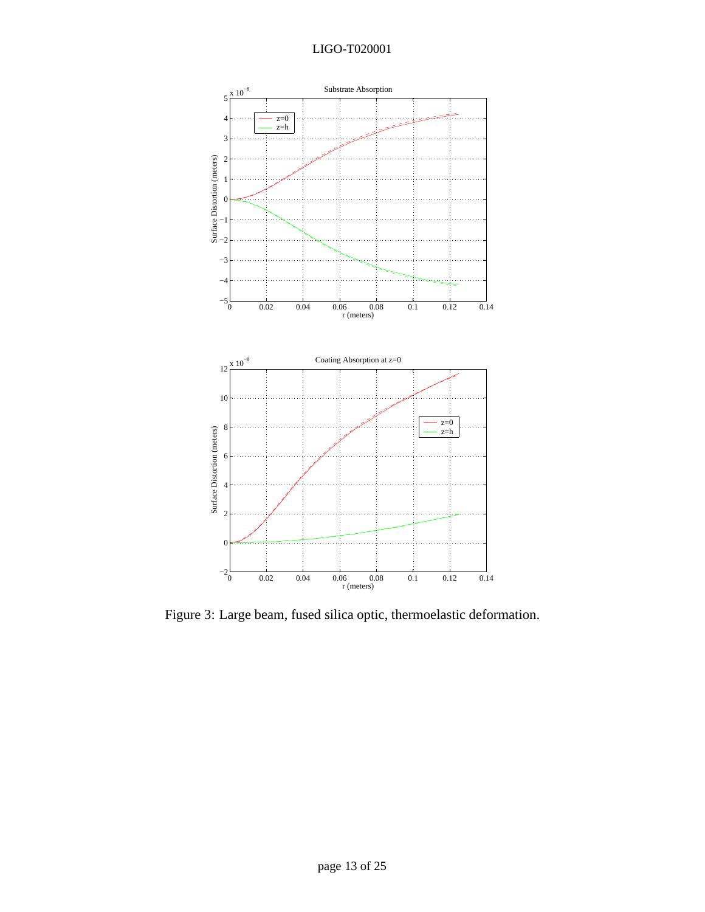Figure 3: Large beam, fused silica optic, thermoelastic deformation.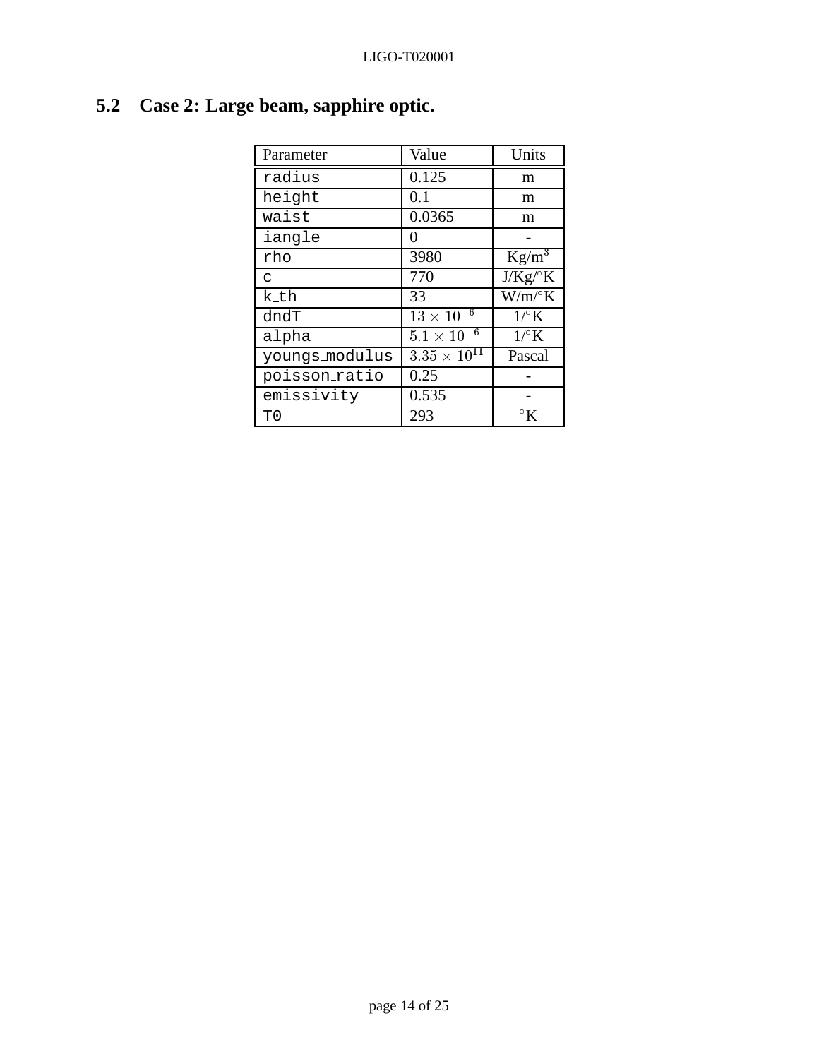### 5.2 Case 2: Large beam, sapphire optic.

| Parameter | Value | Units |
|---|---|---|
| radius | 0.125 | m |
| height | 0.1 | m |
| waist | 0.0365 | m |
| iangle | 0 | - |
| rho | 3980 | Kg/m$^3$ |
| c | 770 | J/Kg/$^\circ$K |
| k_th | 33 | W/m/$^\circ$K |
| dndT | $13 \times 10^{-6}$ | 1/$^\circ$K |
| alpha | $5.1 \times 10^{-6}$ | 1/$^\circ$K |
| youngs_modulus | $3.35 \times 10^{11}$ | Pascal |
| poisson_ratio | 0.25 | - |
| emissivity | 0.535 | - |
| T0 | 293 | $^\circ$K |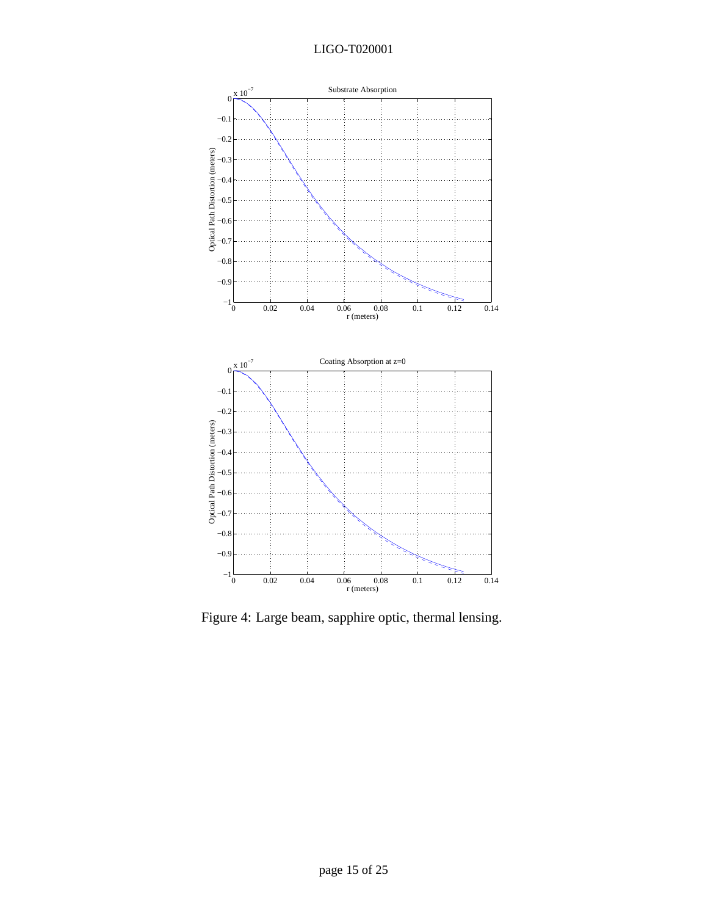Figure 4: Large beam, sapphire optic, thermal lensing.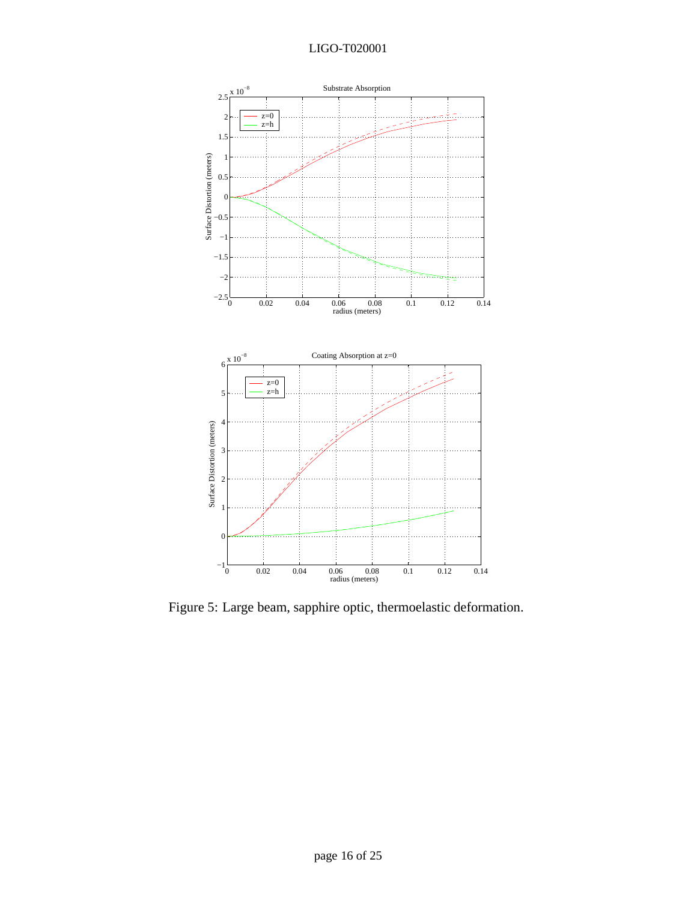Figure 5: Large beam, sapphire optic, thermoelastic deformation.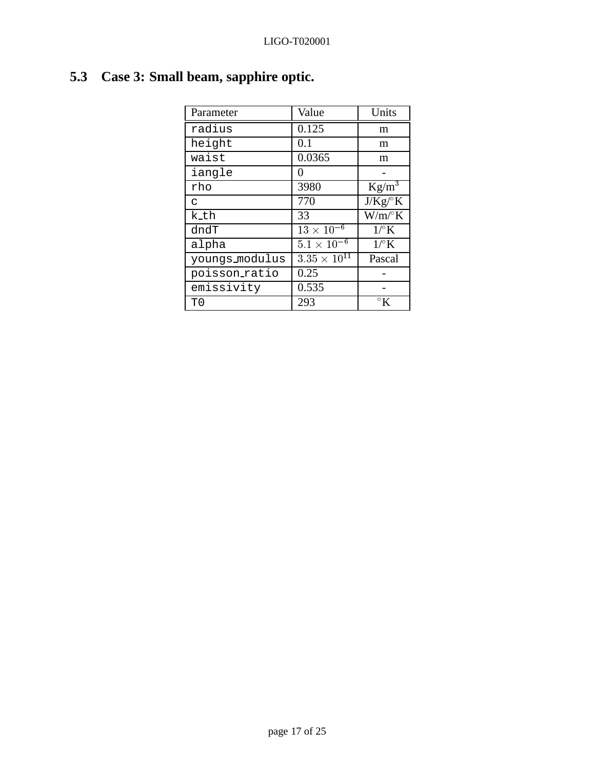### 5.3 Case 3: Small beam, sapphire optic.

| Parameter | Value | Units |
|---|---|---|
| radius | 0.125 | m |
| height | 0.1 | m |
| waist | 0.0365 | m |
| iangle | 0 | - |
| rho | 3980 | Kg/m$^3$ |
| c | 770 | J/Kg/$^\circ$K |
| k_th | 33 | W/m/$^\circ$K |
| dndT | $13 \times 10^{-6}$ | 1/$^\circ$K |
| alpha | $5.1 \times 10^{-6}$ | 1/$^\circ$K |
| youngs_modulus | $3.35 \times 10^{11}$ | Pascal |
| poisson_ratio | 0.25 | - |
| emissivity | 0.535 | - |
| T0 | 293 | $^\circ$K |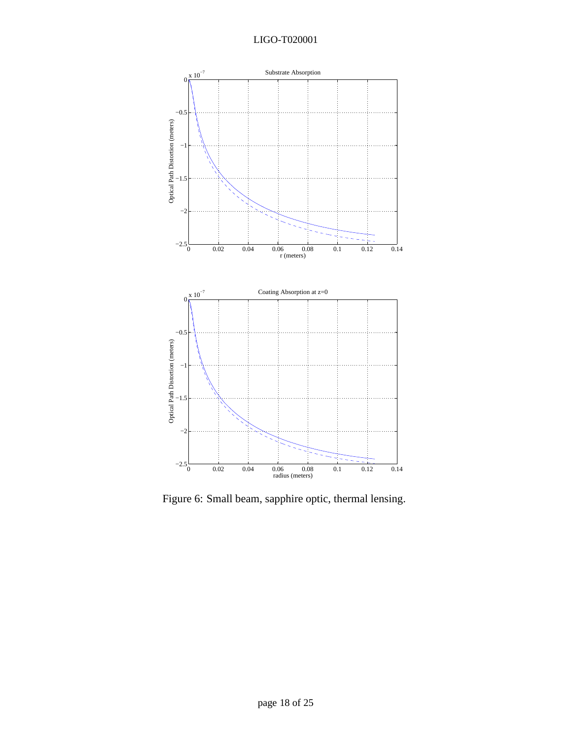Figure 6: Small beam, sapphire optic, thermal lensing.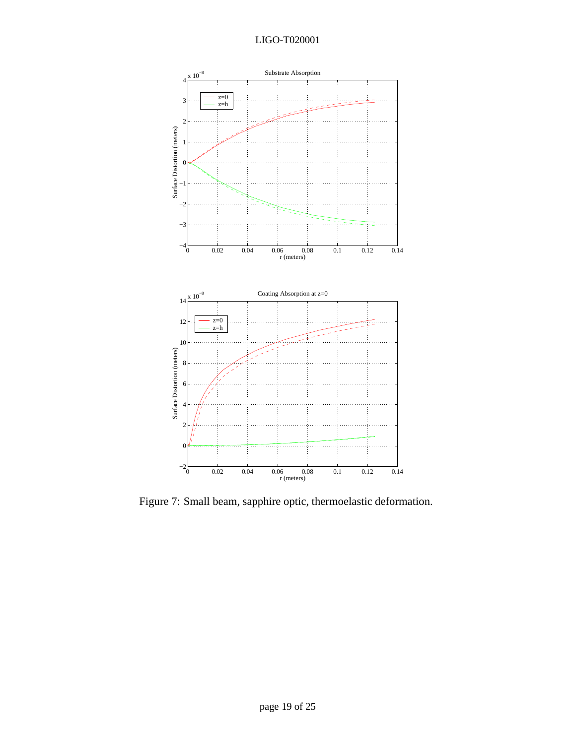Figure 7: Small beam, sapphire optic, thermoelastic deformation.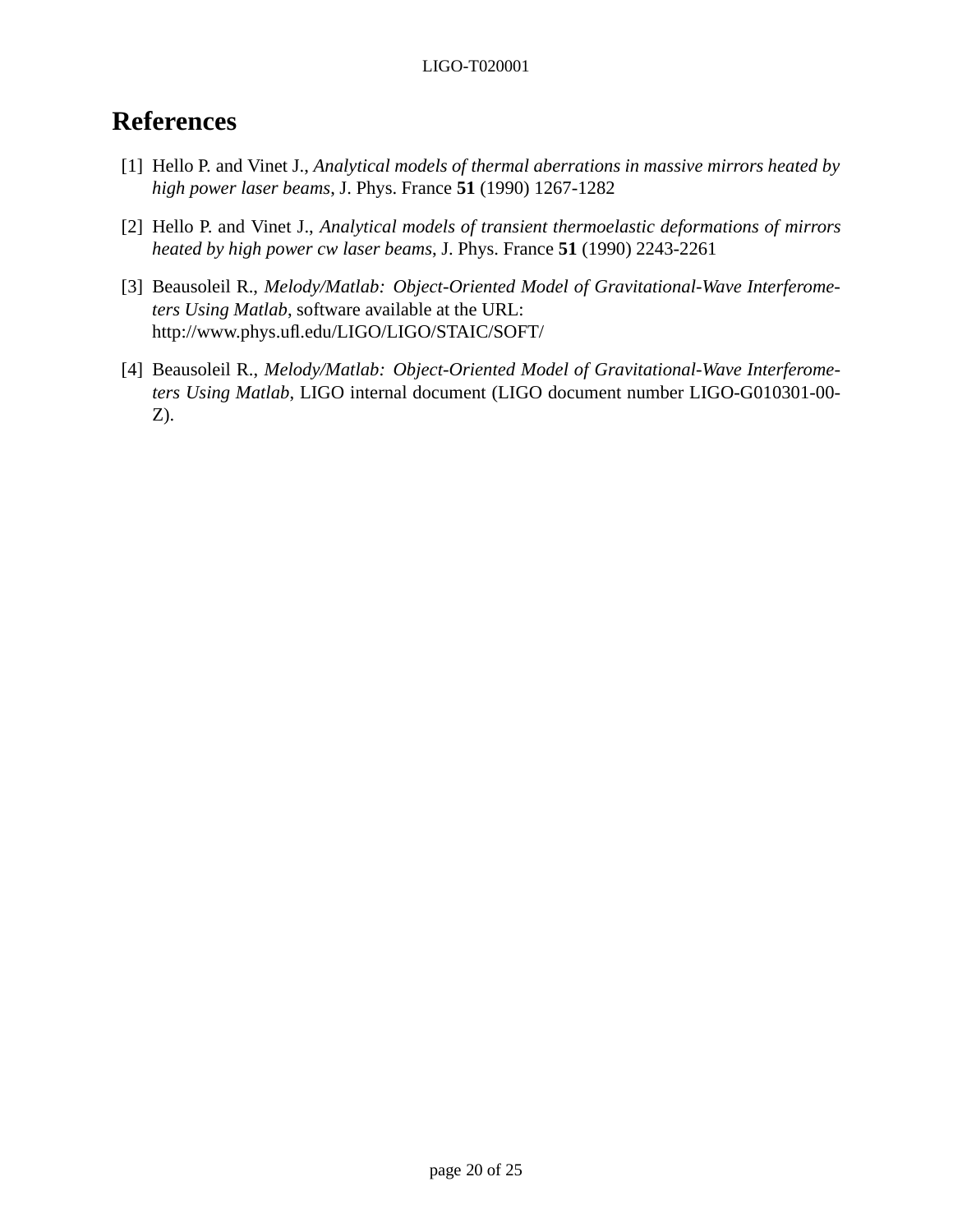# References

[1] Hello P. and Vinet J., *Analytical models of thermal aberrations in massive mirrors heated by high power laser beams*, J. Phys. France **51** (1990) 1267-1282

[2] Hello P. and Vinet J., *Analytical models of transient thermoelastic deformations of mirrors heated by high power cw laser beams*, J. Phys. France **51** (1990) 2243-2261

[3] Beausoleil R., *Melody/Matlab: Object-Oriented Model of Gravitational-Wave Interferometers Using Matlab*, software available at the URL: http://www.phys.ufl.edu/LIGO/LIGO/STAIC/SOFT/

[4] Beausoleil R., *Melody/Matlab: Object-Oriented Model of Gravitational-Wave Interferometers Using Matlab*, LIGO internal document (LIGO document number LIGO-G010301-00-Z).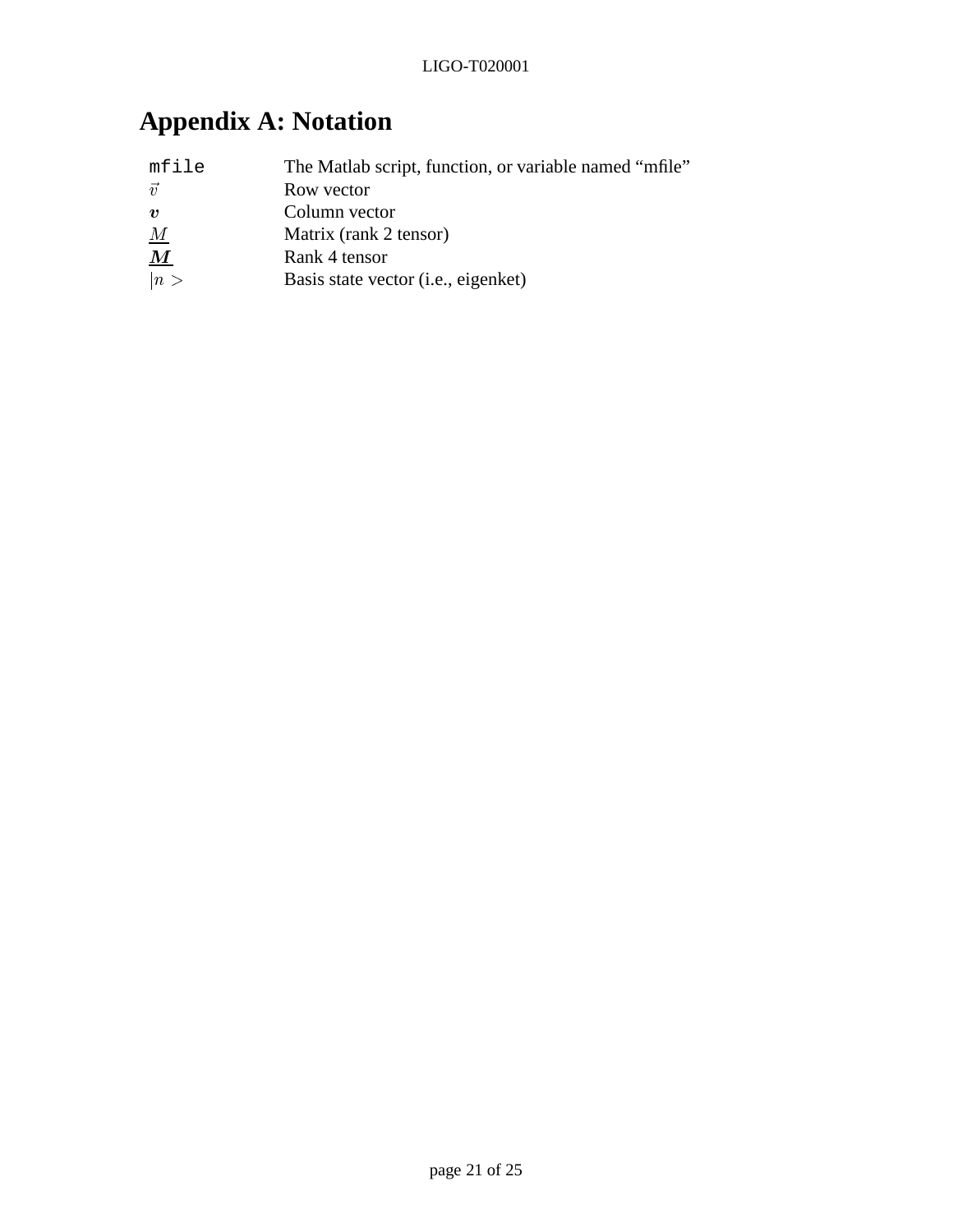# Appendix A: Notation

| | |
|---|---|
| `mfile` | The Matlab script, function, or variable named "mfile" |
| $\vec{v}$ | Row vector |
| $\boldsymbol{v}$ | Column vector |
| $\underline{M}$ | Matrix (rank 2 tensor) |
| $\underline{\boldsymbol{M}}$ | Rank 4 tensor |
| $\|n>$ | Basis state vector (i.e., eigenket) |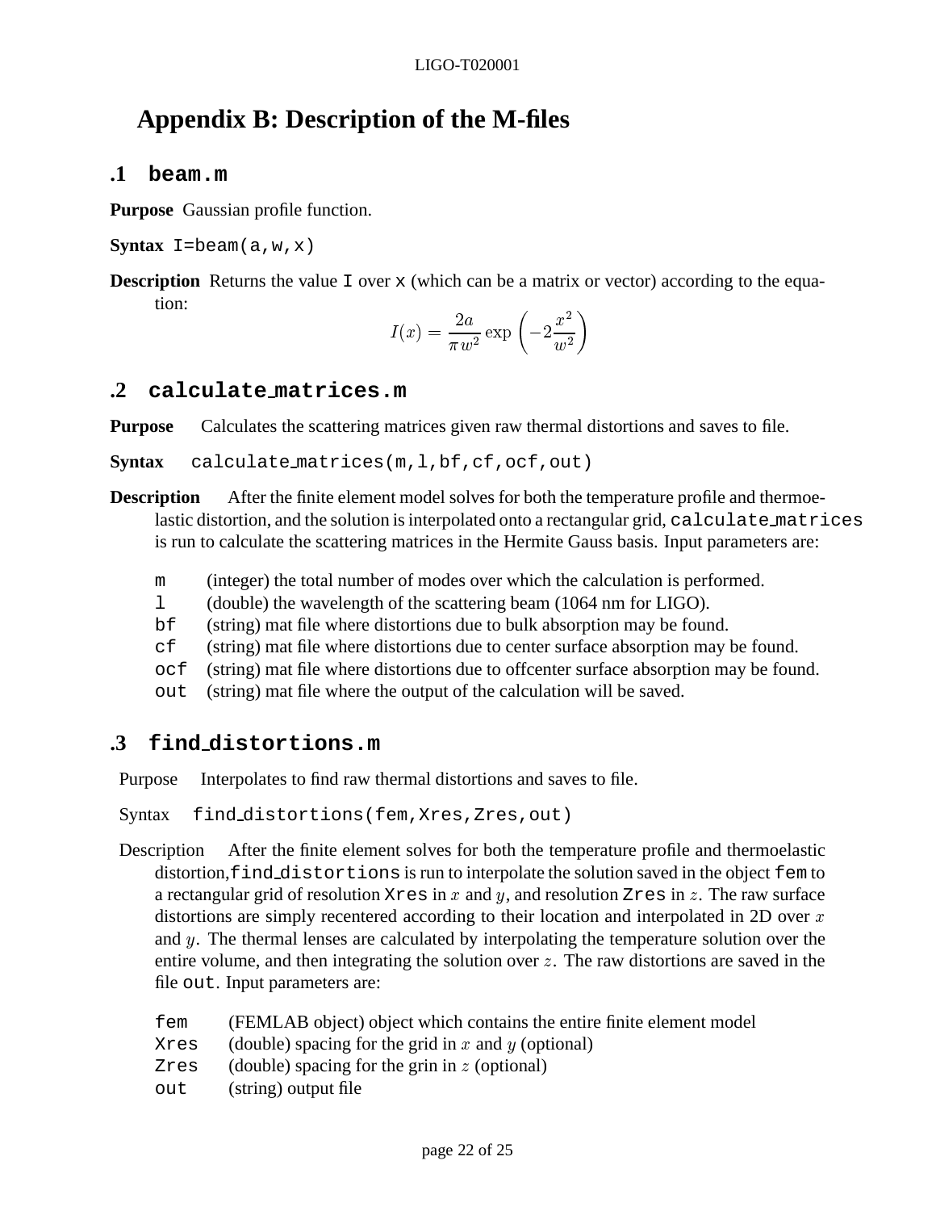# Appendix B: Description of the M-files

## .1 beam.m

**Purpose** Gaussian profile function.

**Syntax** `I=beam(a,w,x)`

**Description** Returns the value `I` over `x` (which can be a matrix or vector) according to the equation:

$$I(x) = \frac{2a}{\pi w^2} \exp\left(-2\frac{x^2}{w^2}\right)$$

## .2 calculate_matrices.m

**Purpose** Calculates the scattering matrices given raw thermal distortions and saves to file.

**Syntax** `calculate_matrices(m,l,bf,cf,ocf,out)`

**Description** After the finite element model solves for both the temperature profile and thermoelastic distortion, and the solution is interpolated onto a rectangular grid, `calculate_matrices` is run to calculate the scattering matrices in the Hermite Gauss basis. Input parameters are:

| | |
|---|---|
| `m` | (integer) the total number of modes over which the calculation is performed. |
| `l` | (double) the wavelength of the scattering beam (1064 nm for LIGO). |
| `bf` | (string) mat file where distortions due to bulk absorption may be found. |
| `cf` | (string) mat file where distortions due to center surface absorption may be found. |
| `ocf` | (string) mat file where distortions due to offcenter surface absorption may be found. |
| `out` | (string) mat file where the output of the calculation will be saved. |

## .3 find_distortions.m

Purpose Interpolates to find raw thermal distortions and saves to file.

Syntax `find_distortions(fem,Xres,Zres,out)`

Description After the finite element solves for both the temperature profile and thermoelastic distortion, `find_distortions` is run to interpolate the solution saved in the object `fem` to a rectangular grid of resolution `Xres` in $x$ and $y$, and resolution `Zres` in $z$. The raw surface distortions are simply recentered according to their location and interpolated in 2D over $x$ and $y$. The thermal lenses are calculated by interpolating the temperature solution over the entire volume, and then integrating the solution over $z$. The raw distortions are saved in the file `out`. Input parameters are:

| | |
|---|---|
| `fem` | (FEMLAB object) object which contains the entire finite element model |
| `Xres` | (double) spacing for the grid in $x$ and $y$ (optional) |
| `Zres` | (double) spacing for the grin in $z$ (optional) |
| `out` | (string) output file |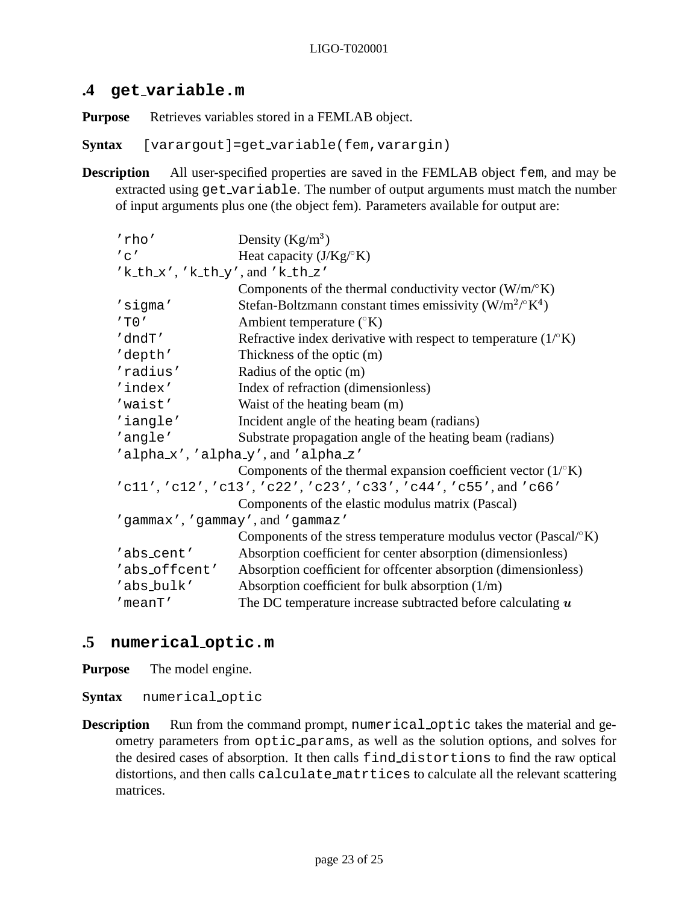## .4 `get_variable.m`

**Purpose** Retrieves variables stored in a FEMLAB object.

**Syntax** `[varargout]=get_variable(fem,varargin)`

**Description** All user-specified properties are saved in the FEMLAB object `fem`, and may be extracted using `get_variable`. The number of output arguments must match the number of input arguments plus one (the object fem). Parameters available for output are:

- `'rho'` Density (Kg/m$^3$)
- `'c'` Heat capacity (J/Kg/$^\circ$K)
- `'k_th_x'`, `'k_th_y'`, and `'k_th_z'` Components of the thermal conductivity vector (W/m/$^\circ$K)
- `'sigma'` Stefan-Boltzmann constant times emissivity (W/m$^2$/$^\circ$K$^4$)
- `'T0'` Ambient temperature ($^\circ$K)
- `'dndT'` Refractive index derivative with respect to temperature (1/$^\circ$K)
- `'depth'` Thickness of the optic (m)
- `'radius'` Radius of the optic (m)
- `'index'` Index of refraction (dimensionless)
- `'waist'` Waist of the heating beam (m)
- `'iangle'` Incident angle of the heating beam (radians)
- `'angle'` Substrate propagation angle of the heating beam (radians)
- `'alpha_x'`, `'alpha_y'`, and `'alpha_z'` Components of the thermal expansion coefficient vector (1/$^\circ$K)
- `'c11'`, `'c12'`, `'c13'`, `'c22'`, `'c23'`, `'c33'`, `'c44'`, `'c55'`, and `'c66'` Components of the elastic modulus matrix (Pascal)
- `'gammax'`, `'gammay'`, and `'gammaz'` Components of the stress temperature modulus vector (Pascal/$^\circ$K)
- `'abs_cent'` Absorption coefficient for center absorption (dimensionless)
- `'abs_offcent'` Absorption coefficient for offcenter absorption (dimensionless)
- `'abs_bulk'` Absorption coefficient for bulk absorption (1/m)
- `'meanT'` The DC temperature increase subtracted before calculating $\boldsymbol{u}$

## .5 `numerical_optic.m`

**Purpose** The model engine.

**Syntax** `numerical_optic`

**Description** Run from the command prompt, `numerical_optic` takes the material and geometry parameters from `optic_params`, as well as the solution options, and solves for the desired cases of absorption. It then calls `find_distortions` to find the raw optical distortions, and then calls `calculate_matrtices` to calculate all the relevant scattering matrices.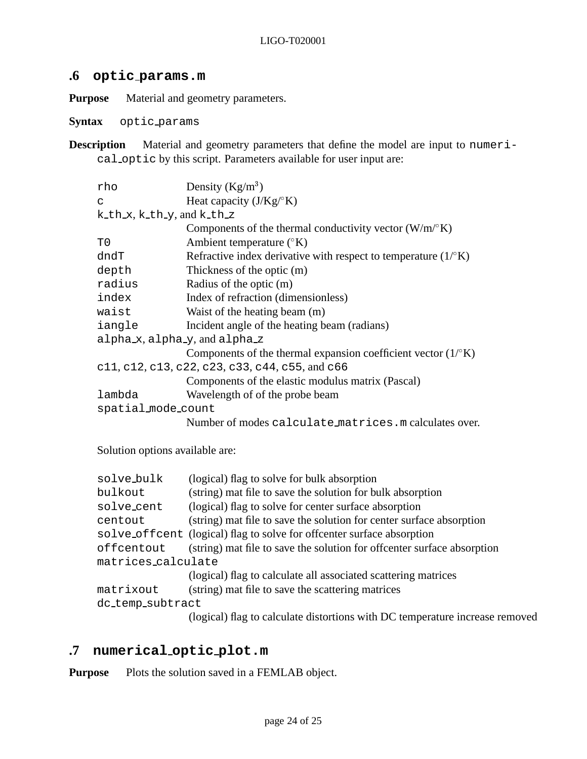## .6 `optic_params.m`

**Purpose** Material and geometry parameters.

**Syntax** `optic_params`

**Description** Material and geometry parameters that define the model are input to `numerical_optic` by this script. Parameters available for user input are:

| Parameter | Description |
|---|---|
| `rho` | Density (Kg/m$^3$) |
| `c` | Heat capacity (J/Kg/$^\circ$K) |
| `k_th_x`, `k_th_y`, and `k_th_z` | Components of the thermal conductivity vector (W/m/$^\circ$K) |
| `T0` | Ambient temperature ($^\circ$K) |
| `dndT` | Refractive index derivative with respect to temperature (1/$^\circ$K) |
| `depth` | Thickness of the optic (m) |
| `radius` | Radius of the optic (m) |
| `index` | Index of refraction (dimensionless) |
| `waist` | Waist of the heating beam (m) |
| `iangle` | Incident angle of the heating beam (radians) |
| `alpha_x`, `alpha_y`, and `alpha_z` | Components of the thermal expansion coefficient vector (1/$^\circ$K) |
| `c11`, `c12`, `c13`, `c22`, `c23`, `c33`, `c44`, `c55`, and `c66` | Components of the elastic modulus matrix (Pascal) |
| `lambda` | Wavelength of of the probe beam |
| `spatial_mode_count` | Number of modes `calculate_matrices.m` calculates over. |

Solution options available are:

| Option | Description |
|---|---|
| `solve_bulk` | (logical) flag to solve for bulk absorption |
| `bulkout` | (string) mat file to save the solution for bulk absorption |
| `solve_cent` | (logical) flag to solve for center surface absorption |
| `centout` | (string) mat file to save the solution for center surface absorption |
| `solve_offcent` | (logical) flag to solve for offcenter surface absorption |
| `offcentout` | (string) mat file to save the solution for offcenter surface absorption |
| `matrices_calculate` | (logical) flag to calculate all associated scattering matrices |
| `matrixout` | (string) mat file to save the scattering matrices |
| `dc_temp_subtract` | (logical) flag to calculate distortions with DC temperature increase removed |

## .7 `numerical_optic_plot.m`

**Purpose** Plots the solution saved in a FEMLAB object.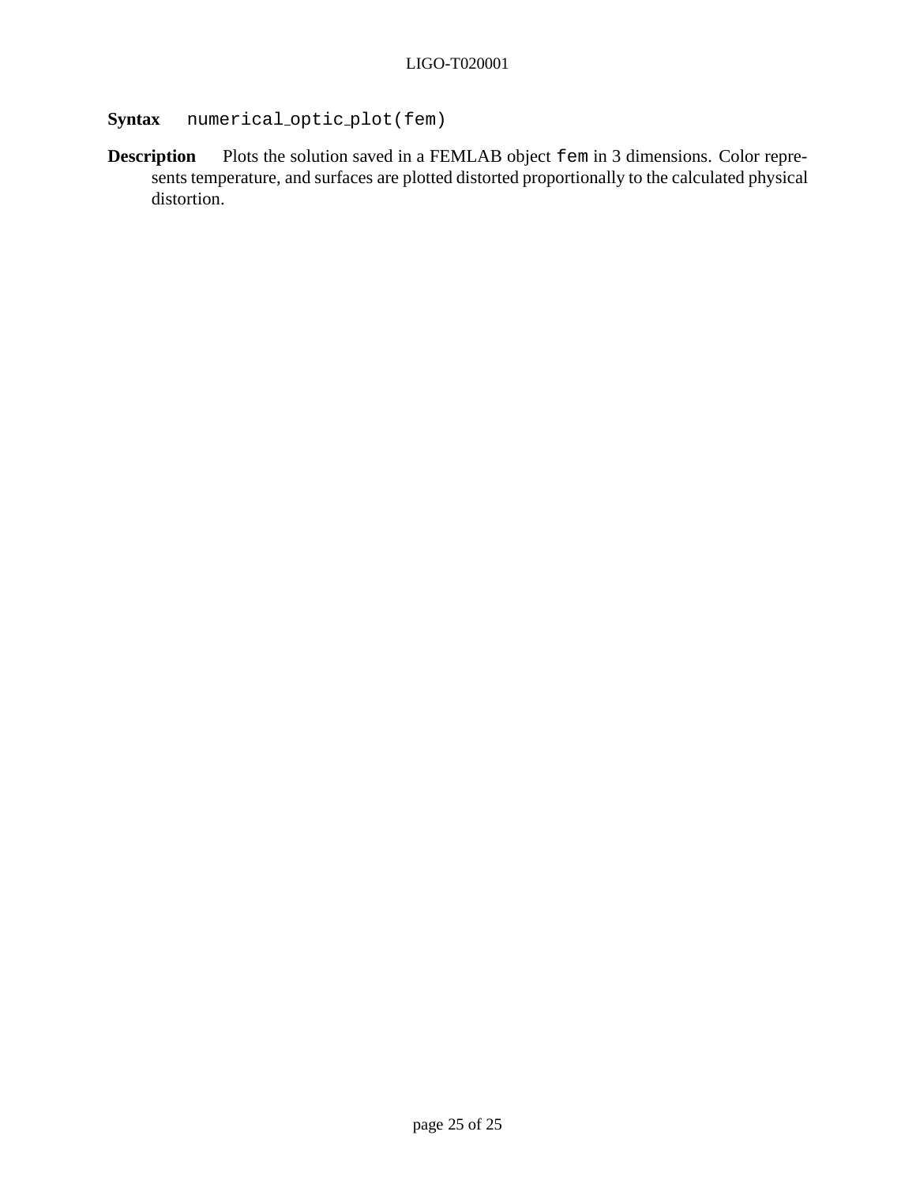**Syntax** `numerical_optic_plot(fem)`

**Description** Plots the solution saved in a FEMLAB object `fem` in 3 dimensions. Color represents temperature, and surfaces are plotted distorted proportionally to the calculated physical distortion.